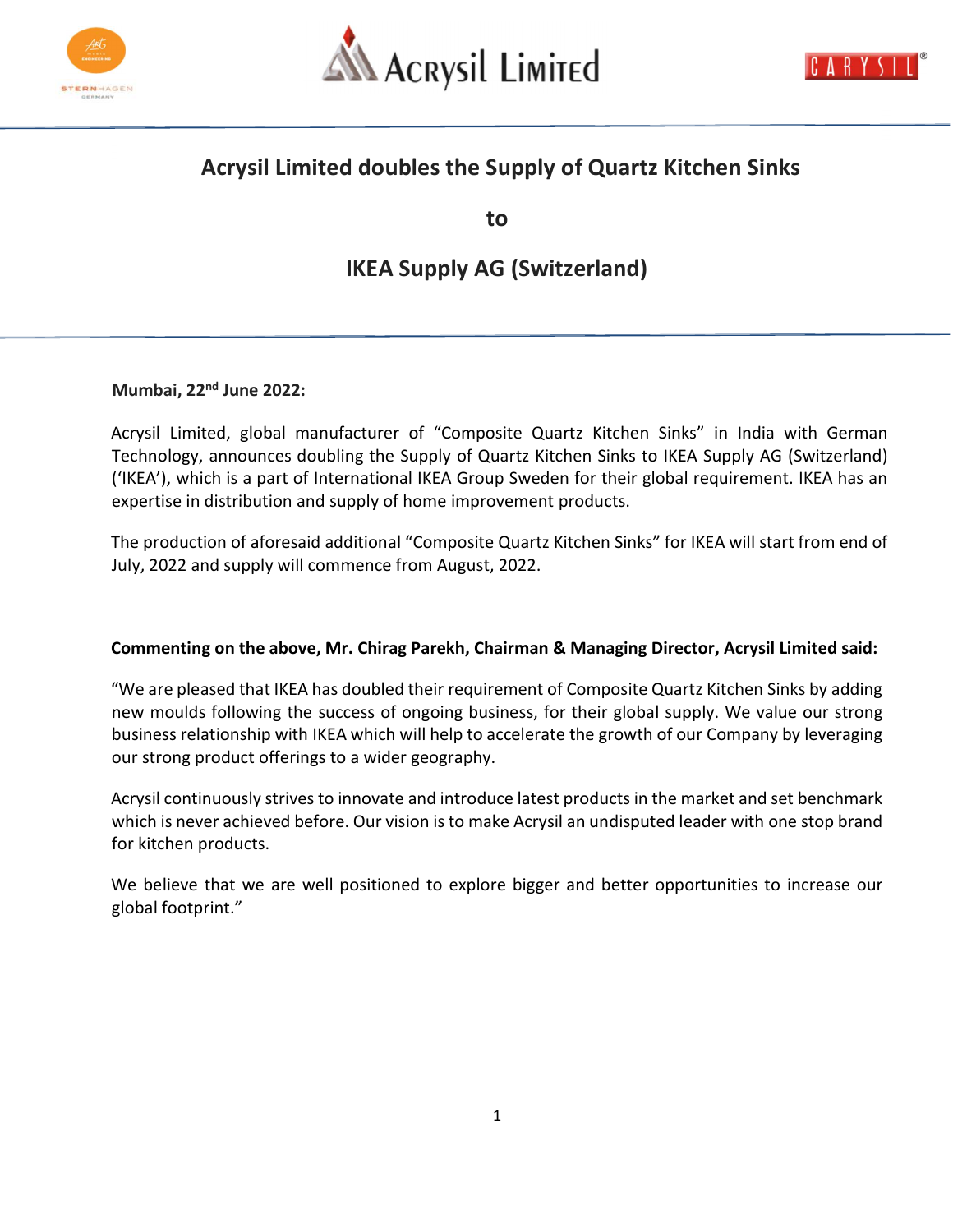# Acrysil Limited doubles the Supply of Quartz Kitchen Sinks

# to

# IKEA Supply AG (Switzerland)

**Mumbai, 22nd June 2022:**

Acrysil Limited, global manufacturer of "Composite Quartz Kitchen Sinks" in India with German Technology, announces doubling the Supply of Quartz Kitchen Sinks to IKEA Supply AG (Switzerland) ('IKEA'), which is a part of International IKEA Group Sweden for their global requirement. IKEA has an expertise in distribution and supply of home improvement products.

The production of aforesaid additional "Composite Quartz Kitchen Sinks" for IKEA will start from end of July, 2022 and supply will commence from August, 2022.

**Commenting on the above, Mr. Chirag Parekh, Chairman & Managing Director, Acrysil Limited said:**

"We are pleased that IKEA has doubled their requirement of Composite Quartz Kitchen Sinks by adding new moulds following the success of ongoing business, for their global supply. We value our strong business relationship with IKEA which will help to accelerate the growth of our Company by leveraging our strong product offerings to a wider geography.

Acrysil continuously strives to innovate and introduce latest products in the market and set benchmark which is never achieved before. Our vision is to make Acrysil an undisputed leader with one stop brand for kitchen products.

We believe that we are well positioned to explore bigger and better opportunities to increase our global footprint."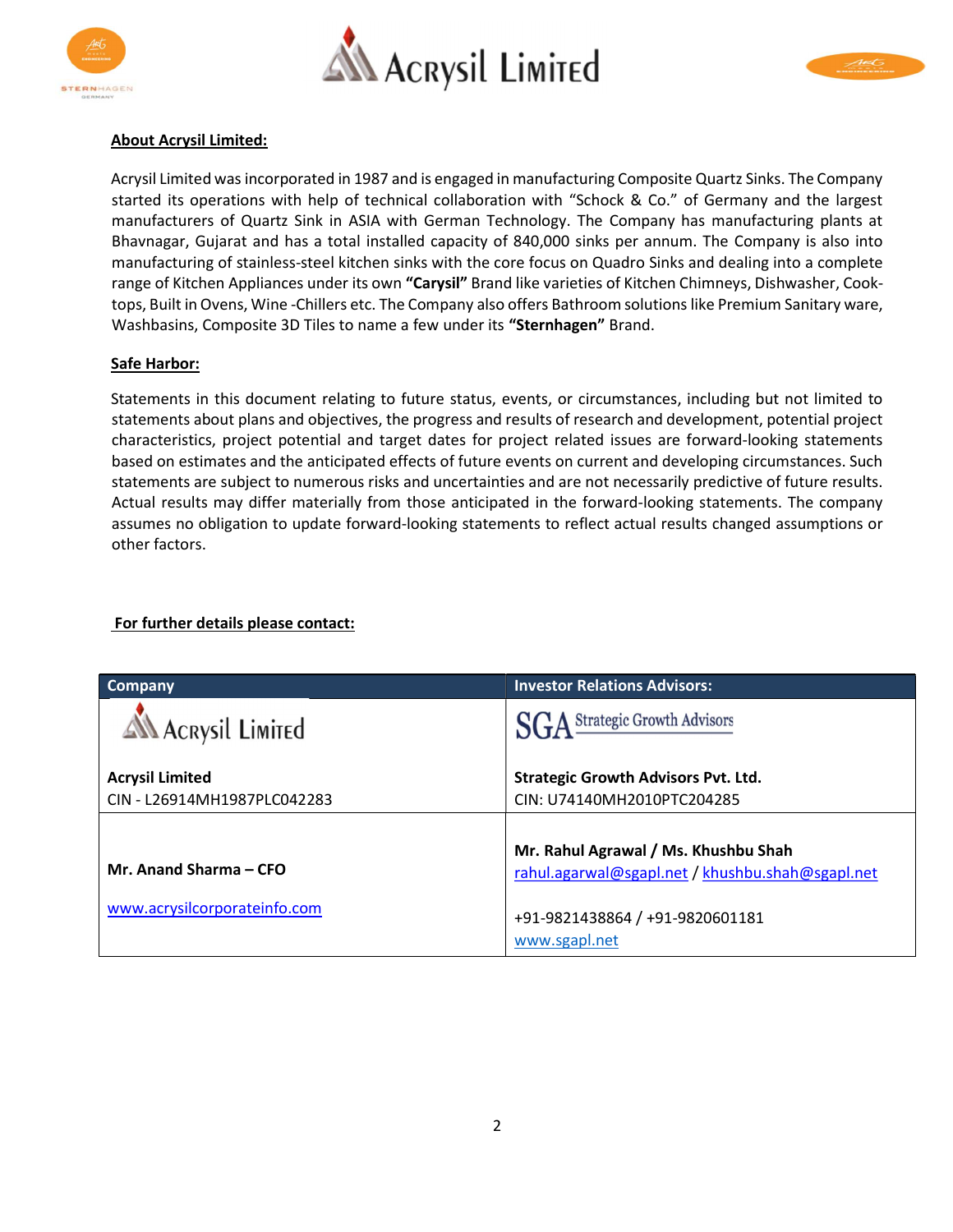**About Acrysil Limited:**

Acrysil Limited was incorporated in 1987 and is engaged in manufacturing Composite Quartz Sinks. The Company started its operations with help of technical collaboration with "Schock & Co." of Germany and the largest manufacturers of Quartz Sink in ASIA with German Technology. The Company has manufacturing plants at Bhavnagar, Gujarat and has a total installed capacity of 840,000 sinks per annum. The Company is also into manufacturing of stainless-steel kitchen sinks with the core focus on Quadro Sinks and dealing into a complete range of Kitchen Appliances under its own **"Carysil"** Brand like varieties of Kitchen Chimneys, Dishwasher, Cook-tops, Built in Ovens, Wine -Chillers etc. The Company also offers Bathroom solutions like Premium Sanitary ware, Washbasins, Composite 3D Tiles to name a few under its **"Sternhagen"** Brand.

**Safe Harbor:**

Statements in this document relating to future status, events, or circumstances, including but not limited to statements about plans and objectives, the progress and results of research and development, potential project characteristics, project potential and target dates for project related issues are forward-looking statements based on estimates and the anticipated effects of future events on current and developing circumstances. Such statements are subject to numerous risks and uncertainties and are not necessarily predictive of future results. Actual results may differ materially from those anticipated in the forward-looking statements. The company assumes no obligation to update forward-looking statements to reflect actual results changed assumptions or other factors.

**For further details please contact:**

| Company | Investor Relations Advisors: |
|---|---|
| Acrysil Limited | SGA Strategic Growth Advisors |
| **Acrysil Limited**<br>CIN - L26914MH1987PLC042283 | **Strategic Growth Advisors Pvt. Ltd.**<br>CIN: U74140MH2010PTC204285 |
| **Mr. Anand Sharma – CFO**<br>www.acrysilcorporateinfo.com | **Mr. Rahul Agrawal / Ms. Khushbu Shah**<br>rahul.agarwal@sgapl.net / khushbu.shah@sgapl.net<br>+91-9821438864 / +91-9820601181<br>www.sgapl.net |